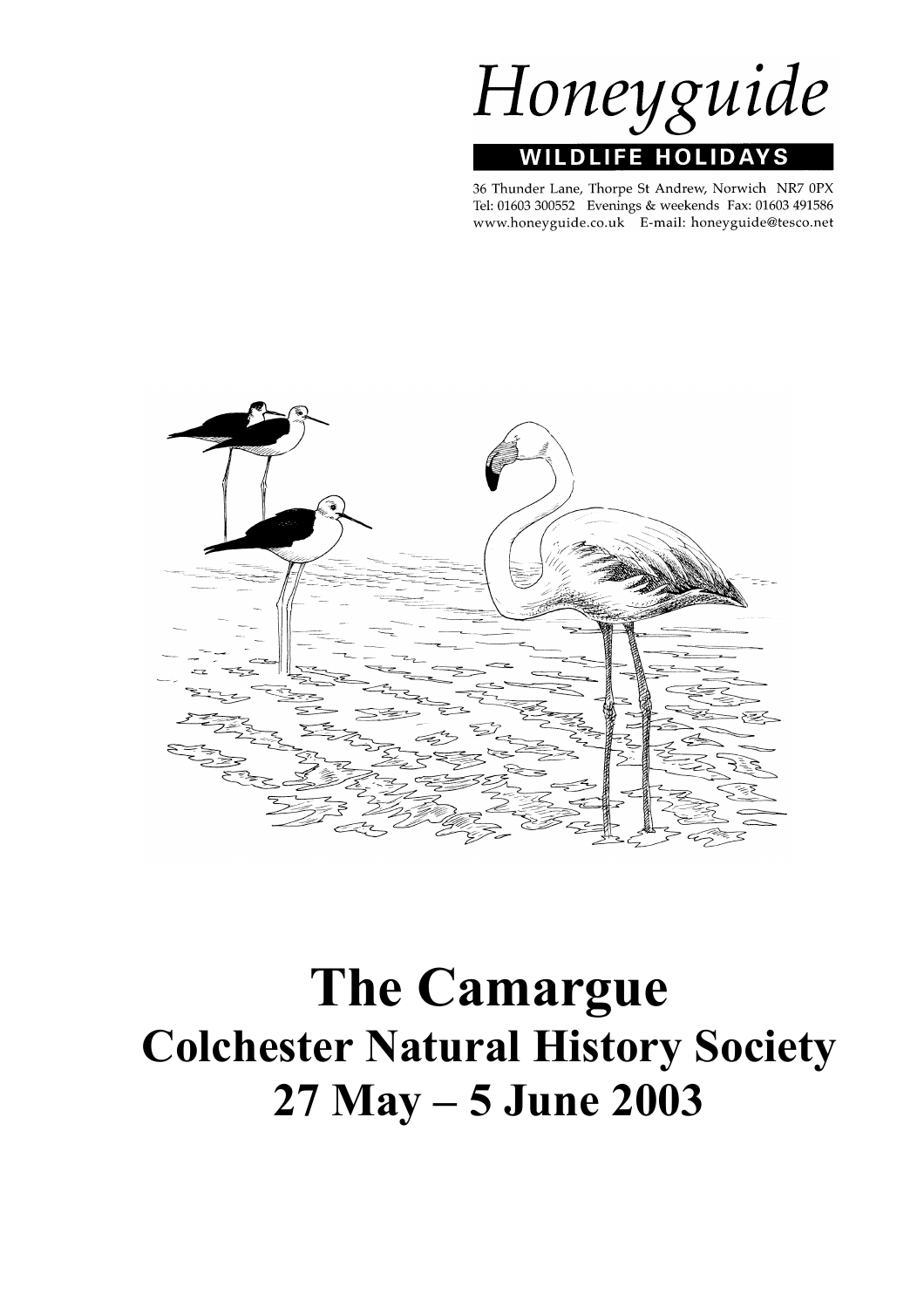Honeyguide

**WILDLIFE HOLIDAYS**

36 Thunder Lane, Thorpe St Andrew, Norwich NR7 0PX
Tel: 01603 300552 Evenings & weekends Fax: 01603 491586
www.honeyguide.co.uk E-mail: honeyguide@tesco.net

# The Camargue

## Colchester Natural History Society

## 27 May – 5 June 2003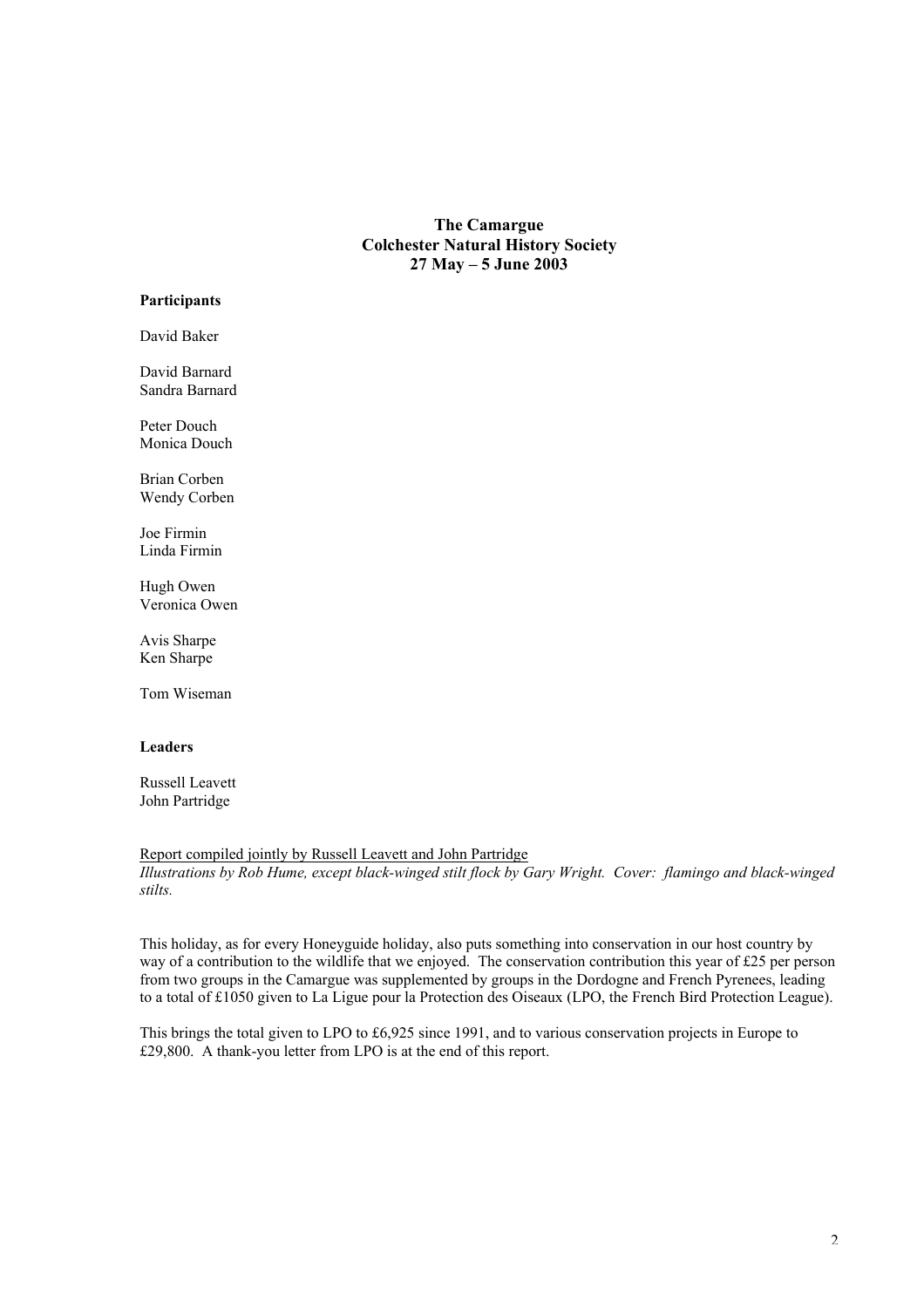**The Camargue**
**Colchester Natural History Society**
**27 May – 5 June 2003**

**Participants**

David Baker

David Barnard
Sandra Barnard

Peter Douch
Monica Douch

Brian Corben
Wendy Corben

Joe Firmin
Linda Firmin

Hugh Owen
Veronica Owen

Avis Sharpe
Ken Sharpe

Tom Wiseman

**Leaders**

Russell Leavett
John Partridge

<u>Report compiled jointly by Russell Leavett and John Partridge</u>
*Illustrations by Rob Hume, except black-winged stilt flock by Gary Wright. Cover: flamingo and black-winged stilts.*

This holiday, as for every Honeyguide holiday, also puts something into conservation in our host country by way of a contribution to the wildlife that we enjoyed. The conservation contribution this year of £25 per person from two groups in the Camargue was supplemented by groups in the Dordogne and French Pyrenees, leading to a total of £1050 given to La Ligue pour la Protection des Oiseaux (LPO, the French Bird Protection League).

This brings the total given to LPO to £6,925 since 1991, and to various conservation projects in Europe to £29,800. A thank-you letter from LPO is at the end of this report.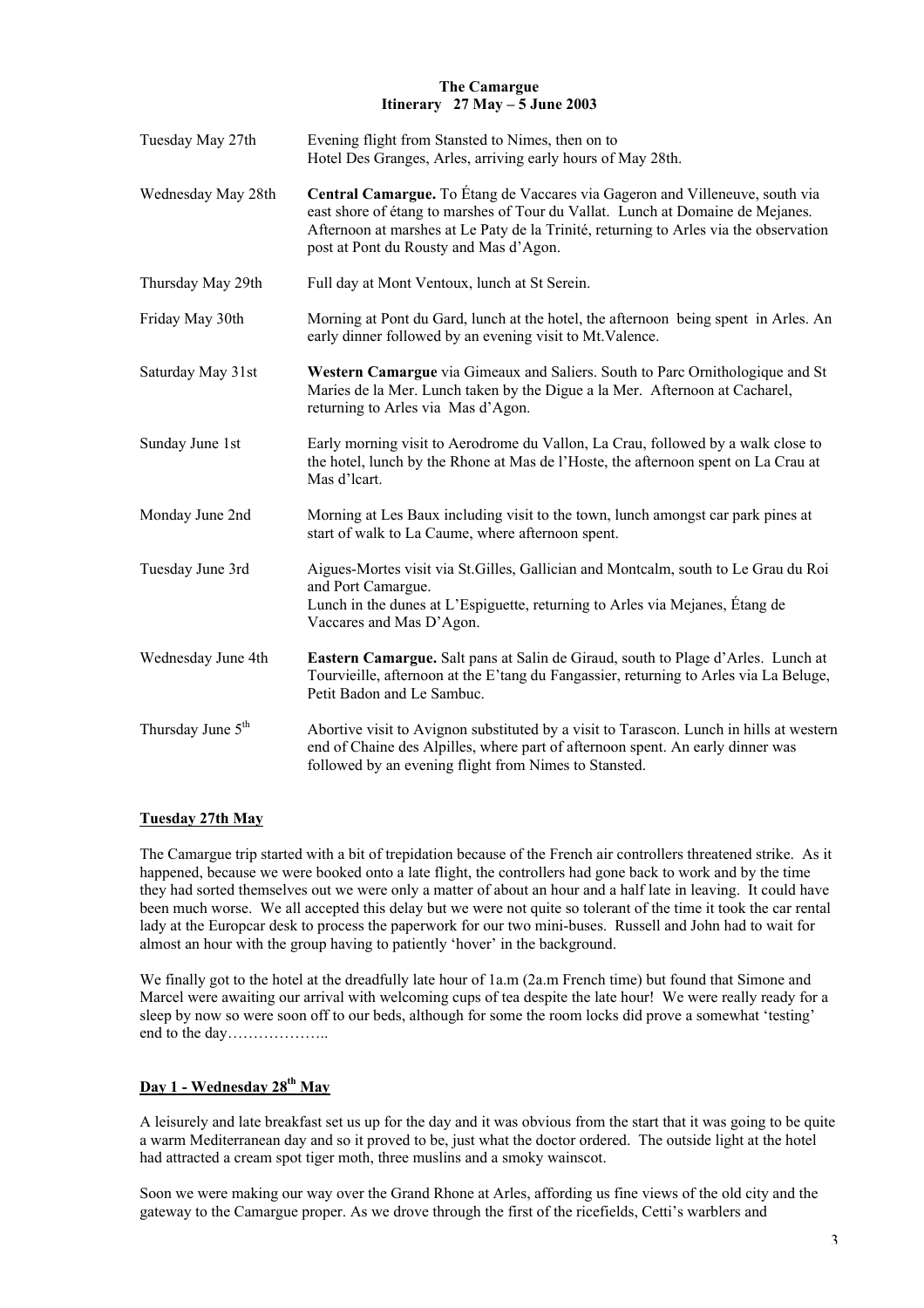**The Camargue**
**Itinerary 27 May – 5 June 2003**

| | |
|---|---|
| Tuesday May 27th | Evening flight from Stansted to Nimes, then on to Hotel Des Granges, Arles, arriving early hours of May 28th. |
| Wednesday May 28th | **Central Camargue.** To Étang de Vaccares via Gageron and Villeneuve, south via east shore of étang to marshes of Tour du Vallat. Lunch at Domaine de Mejanes. Afternoon at marshes at Le Paty de la Trinité, returning to Arles via the observation post at Pont du Rousty and Mas d'Agon. |
| Thursday May 29th | Full day at Mont Ventoux, lunch at St Serein. |
| Friday May 30th | Morning at Pont du Gard, lunch at the hotel, the afternoon being spent in Arles. An early dinner followed by an evening visit to Mt.Valence. |
| Saturday May 31st | **Western Camargue** via Gimeaux and Saliers. South to Parc Ornithologique and St Maries de la Mer. Lunch taken by the Digue a la Mer. Afternoon at Cacharel, returning to Arles via Mas d'Agon. |
| Sunday June 1st | Early morning visit to Aerodrome du Vallon, La Crau, followed by a walk close to the hotel, lunch by the Rhone at Mas de l'Hoste, the afternoon spent on La Crau at Mas d'lcart. |
| Monday June 2nd | Morning at Les Baux including visit to the town, lunch amongst car park pines at start of walk to La Caume, where afternoon spent. |
| Tuesday June 3rd | Aigues-Mortes visit via St.Gilles, Gallician and Montcalm, south to Le Grau du Roi and Port Camargue. Lunch in the dunes at L'Espiguette, returning to Arles via Mejanes, Étang de Vaccares and Mas D'Agon. |
| Wednesday June 4th | **Eastern Camargue.** Salt pans at Salin de Giraud, south to Plage d'Arles. Lunch at Tourvieille, afternoon at the E'tang du Fangassier, returning to Arles via La Beluge, Petit Badon and Le Sambuc. |
| Thursday June 5th | Abortive visit to Avignon substituted by a visit to Tarascon. Lunch in hills at western end of Chaine des Alpilles, where part of afternoon spent. An early dinner was followed by an evening flight from Nimes to Stansted. |

## Tuesday 27th May

The Camargue trip started with a bit of trepidation because of the French air controllers threatened strike. As it happened, because we were booked onto a late flight, the controllers had gone back to work and by the time they had sorted themselves out we were only a matter of about an hour and a half late in leaving. It could have been much worse. We all accepted this delay but we were not quite so tolerant of the time it took the car rental lady at the Europcar desk to process the paperwork for our two mini-buses. Russell and John had to wait for almost an hour with the group having to patiently 'hover' in the background.

We finally got to the hotel at the dreadfully late hour of 1a.m (2a.m French time) but found that Simone and Marcel were awaiting our arrival with welcoming cups of tea despite the late hour! We were really ready for a sleep by now so were soon off to our beds, although for some the room locks did prove a somewhat 'testing' end to the day………………..

## Day 1 - Wednesday 28th May

A leisurely and late breakfast set us up for the day and it was obvious from the start that it was going to be quite a warm Mediterranean day and so it proved to be, just what the doctor ordered. The outside light at the hotel had attracted a cream spot tiger moth, three muslins and a smoky wainscot.

Soon we were making our way over the Grand Rhone at Arles, affording us fine views of the old city and the gateway to the Camargue proper. As we drove through the first of the ricefields, Cetti's warblers and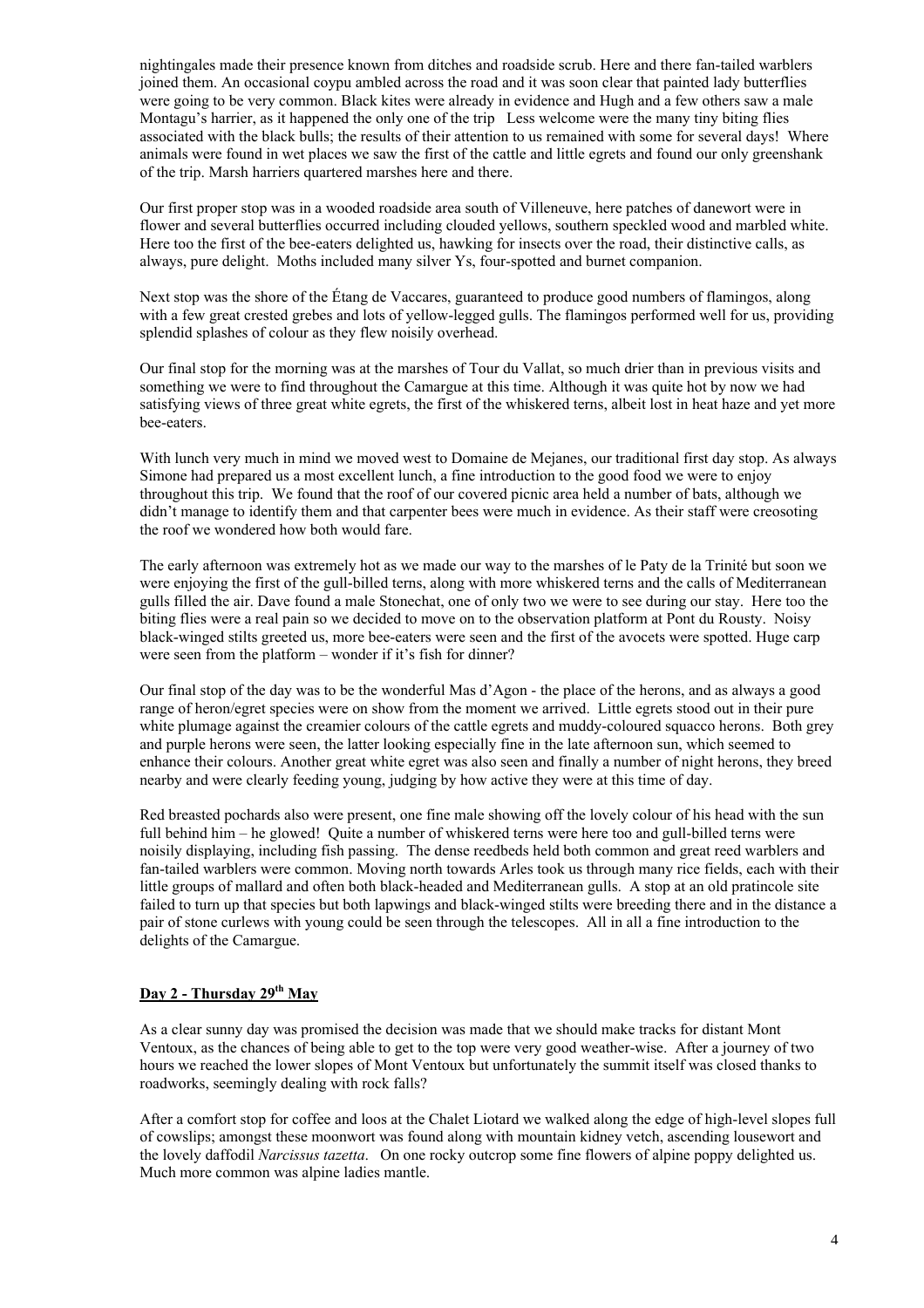nightingales made their presence known from ditches and roadside scrub. Here and there fan-tailed warblers joined them. An occasional coypu ambled across the road and it was soon clear that painted lady butterflies were going to be very common. Black kites were already in evidence and Hugh and a few others saw a male Montagu's harrier, as it happened the only one of the trip Less welcome were the many tiny biting flies associated with the black bulls; the results of their attention to us remained with some for several days! Where animals were found in wet places we saw the first of the cattle and little egrets and found our only greenshank of the trip. Marsh harriers quartered marshes here and there.

Our first proper stop was in a wooded roadside area south of Villeneuve, here patches of danewort were in flower and several butterflies occurred including clouded yellows, southern speckled wood and marbled white. Here too the first of the bee-eaters delighted us, hawking for insects over the road, their distinctive calls, as always, pure delight. Moths included many silver Ys, four-spotted and burnet companion.

Next stop was the shore of the Étang de Vaccares, guaranteed to produce good numbers of flamingos, along with a few great crested grebes and lots of yellow-legged gulls. The flamingos performed well for us, providing splendid splashes of colour as they flew noisily overhead.

Our final stop for the morning was at the marshes of Tour du Vallat, so much drier than in previous visits and something we were to find throughout the Camargue at this time. Although it was quite hot by now we had satisfying views of three great white egrets, the first of the whiskered terns, albeit lost in heat haze and yet more bee-eaters.

With lunch very much in mind we moved west to Domaine de Mejanes, our traditional first day stop. As always Simone had prepared us a most excellent lunch, a fine introduction to the good food we were to enjoy throughout this trip. We found that the roof of our covered picnic area held a number of bats, although we didn't manage to identify them and that carpenter bees were much in evidence. As their staff were creosoting the roof we wondered how both would fare.

The early afternoon was extremely hot as we made our way to the marshes of le Paty de la Trinité but soon we were enjoying the first of the gull-billed terns, along with more whiskered terns and the calls of Mediterranean gulls filled the air. Dave found a male Stonechat, one of only two we were to see during our stay. Here too the biting flies were a real pain so we decided to move on to the observation platform at Pont du Rousty. Noisy black-winged stilts greeted us, more bee-eaters were seen and the first of the avocets were spotted. Huge carp were seen from the platform – wonder if it's fish for dinner?

Our final stop of the day was to be the wonderful Mas d'Agon - the place of the herons, and as always a good range of heron/egret species were on show from the moment we arrived. Little egrets stood out in their pure white plumage against the creamier colours of the cattle egrets and muddy-coloured squacco herons. Both grey and purple herons were seen, the latter looking especially fine in the late afternoon sun, which seemed to enhance their colours. Another great white egret was also seen and finally a number of night herons, they breed nearby and were clearly feeding young, judging by how active they were at this time of day.

Red breasted pochards also were present, one fine male showing off the lovely colour of his head with the sun full behind him – he glowed! Quite a number of whiskered terns were here too and gull-billed terns were noisily displaying, including fish passing. The dense reedbeds held both common and great reed warblers and fan-tailed warblers were common. Moving north towards Arles took us through many rice fields, each with their little groups of mallard and often both black-headed and Mediterranean gulls. A stop at an old pratincole site failed to turn up that species but both lapwings and black-winged stilts were breeding there and in the distance a pair of stone curlews with young could be seen through the telescopes. All in all a fine introduction to the delights of the Camargue.

## Day 2 - Thursday 29th May

As a clear sunny day was promised the decision was made that we should make tracks for distant Mont Ventoux, as the chances of being able to get to the top were very good weather-wise. After a journey of two hours we reached the lower slopes of Mont Ventoux but unfortunately the summit itself was closed thanks to roadworks, seemingly dealing with rock falls?

After a comfort stop for coffee and loos at the Chalet Liotard we walked along the edge of high-level slopes full of cowslips; amongst these moonwort was found along with mountain kidney vetch, ascending lousewort and the lovely daffodil *Narcissus tazetta*. On one rocky outcrop some fine flowers of alpine poppy delighted us. Much more common was alpine ladies mantle.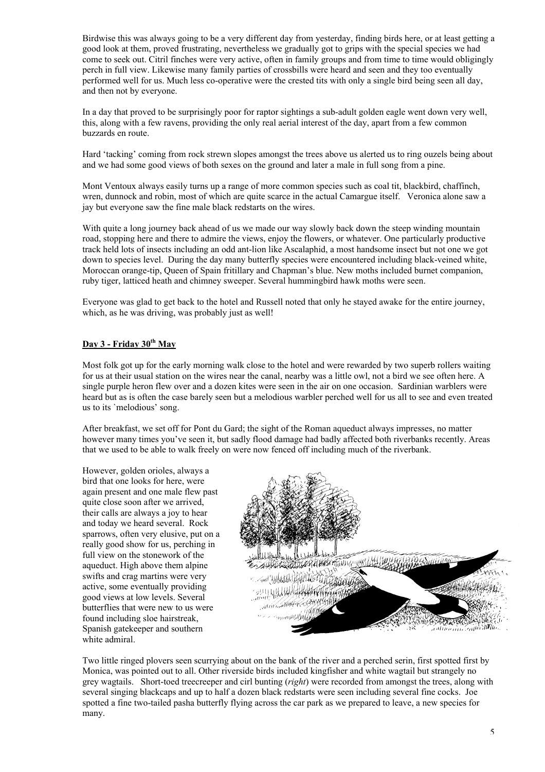Birdwise this was always going to be a very different day from yesterday, finding birds here, or at least getting a good look at them, proved frustrating, nevertheless we gradually got to grips with the special species we had come to seek out. Citril finches were very active, often in family groups and from time to time would obligingly perch in full view. Likewise many family parties of crossbills were heard and seen and they too eventually performed well for us. Much less co-operative were the crested tits with only a single bird being seen all day, and then not by everyone.

In a day that proved to be surprisingly poor for raptor sightings a sub-adult golden eagle went down very well, this, along with a few ravens, providing the only real aerial interest of the day, apart from a few common buzzards en route.

Hard 'tacking' coming from rock strewn slopes amongst the trees above us alerted us to ring ouzels being about and we had some good views of both sexes on the ground and later a male in full song from a pine.

Mont Ventoux always easily turns up a range of more common species such as coal tit, blackbird, chaffinch, wren, dunnock and robin, most of which are quite scarce in the actual Camargue itself. Veronica alone saw a jay but everyone saw the fine male black redstarts on the wires.

With quite a long journey back ahead of us we made our way slowly back down the steep winding mountain road, stopping here and there to admire the views, enjoy the flowers, or whatever. One particularly productive track held lots of insects including an odd ant-lion like Ascalaphid, a most handsome insect but not one we got down to species level. During the day many butterfly species were encountered including black-veined white, Moroccan orange-tip, Queen of Spain fritillary and Chapman's blue. New moths included burnet companion, ruby tiger, latticed heath and chimney sweeper. Several hummingbird hawk moths were seen.

Everyone was glad to get back to the hotel and Russell noted that only he stayed awake for the entire journey, which, as he was driving, was probably just as well!

## Day 3 - Friday 30th May

Most folk got up for the early morning walk close to the hotel and were rewarded by two superb rollers waiting for us at their usual station on the wires near the canal, nearby was a little owl, not a bird we see often here. A single purple heron flew over and a dozen kites were seen in the air on one occasion. Sardinian warblers were heard but as is often the case barely seen but a melodious warbler perched well for us all to see and even treated us to its `melodious' song.

After breakfast, we set off for Pont du Gard; the sight of the Roman aqueduct always impresses, no matter however many times you've seen it, but sadly flood damage had badly affected both riverbanks recently. Areas that we used to be able to walk freely on were now fenced off including much of the riverbank.

However, golden orioles, always a bird that one looks for here, were again present and one male flew past quite close soon after we arrived, their calls are always a joy to hear and today we heard several. Rock sparrows, often very elusive, put on a really good show for us, perching in full view on the stonework of the aqueduct. High above them alpine swifts and crag martins were very active, some eventually providing good views at low levels. Several butterflies that were new to us were found including sloe hairstreak, Spanish gatekeeper and southern white admiral.

Two little ringed plovers seen scurrying about on the bank of the river and a perched serin, first spotted first by Monica, was pointed out to all. Other riverside birds included kingfisher and white wagtail but strangely no grey wagtails. Short-toed treecreeper and cirl bunting (*right*) were recorded from amongst the trees, along with several singing blackcaps and up to half a dozen black redstarts were seen including several fine cocks. Joe spotted a fine two-tailed pasha butterfly flying across the car park as we prepared to leave, a new species for many.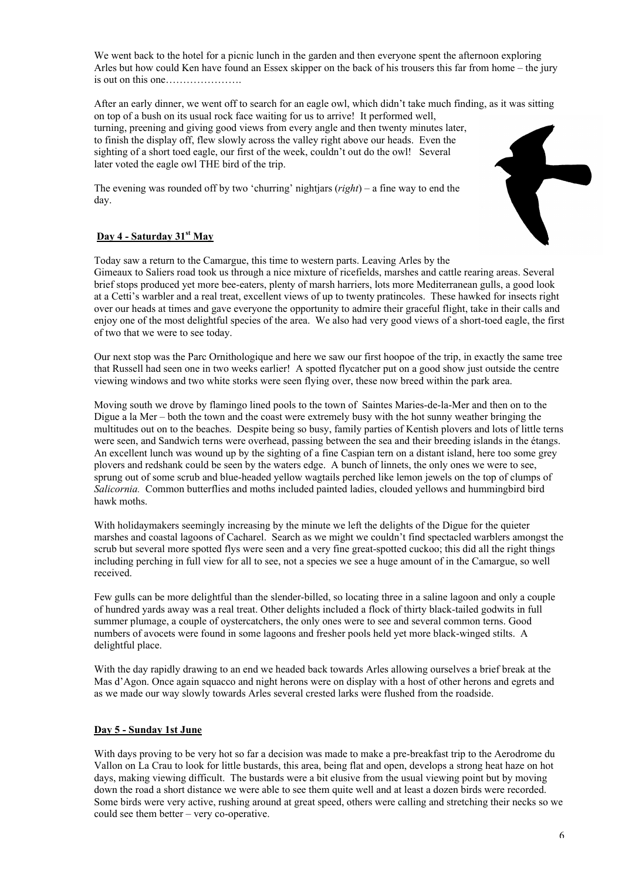We went back to the hotel for a picnic lunch in the garden and then everyone spent the afternoon exploring Arles but how could Ken have found an Essex skipper on the back of his trousers this far from home – the jury is out on this one………………….

After an early dinner, we went off to search for an eagle owl, which didn't take much finding, as it was sitting on top of a bush on its usual rock face waiting for us to arrive! It performed well, turning, preening and giving good views from every angle and then twenty minutes later, to finish the display off, flew slowly across the valley right above our heads. Even the sighting of a short toed eagle, our first of the week, couldn't out do the owl! Several later voted the eagle owl THE bird of the trip.

The evening was rounded off by two 'churring' nightjars (*right*) – a fine way to end the day.

## Day 4 - Saturday 31st May

Today saw a return to the Camargue, this time to western parts. Leaving Arles by the Gimeaux to Saliers road took us through a nice mixture of ricefields, marshes and cattle rearing areas. Several brief stops produced yet more bee-eaters, plenty of marsh harriers, lots more Mediterranean gulls, a good look at a Cetti's warbler and a real treat, excellent views of up to twenty praticoles. These hawked for insects right over our heads at times and gave everyone the opportunity to admire their graceful flight, take in their calls and enjoy one of the most delightful species of the area. We also had very good views of a short-toed eagle, the first of two that we were to see today.

Our next stop was the Parc Ornithologique and here we saw our first hoopoe of the trip, in exactly the same tree that Russell had seen one in two weeks earlier! A spotted flycatcher put on a good show just outside the centre viewing windows and two white storks were seen flying over, these now breed within the park area.

Moving south we drove by flamingo lined pools to the town of Saintes Maries-de-la-Mer and then on to the Digue a la Mer – both the town and the coast were extremely busy with the hot sunny weather bringing the multitudes out on to the beaches. Despite being so busy, family parties of Kentish plovers and lots of little terns were seen, and Sandwich terns were overhead, passing between the sea and their breeding islands in the étangs. An excellent lunch was wound up by the sighting of a fine Caspian tern on a distant island, here too some grey plovers and redshank could be seen by the waters edge. A bunch of linnets, the only ones we were to see, sprung out of some scrub and blue-headed yellow wagtails perched like lemon jewels on the top of clumps of *Salicornia.* Common butterflies and moths included painted ladies, clouded yellows and hummingbird bird hawk moths.

With holidaymakers seemingly increasing by the minute we left the delights of the Digue for the quieter marshes and coastal lagoons of Cacharel. Search as we might we couldn't find spectacled warblers amongst the scrub but several more spotted flys were seen and a very fine great-spotted cuckoo; this did all the right things including perching in full view for all to see, not a species we see a huge amount of in the Camargue, so well received.

Few gulls can be more delightful than the slender-billed, so locating three in a saline lagoon and only a couple of hundred yards away was a real treat. Other delights included a flock of thirty black-tailed godwits in full summer plumage, a couple of oystercatchers, the only ones were to see and several common terns. Good numbers of avocets were found in some lagoons and fresher pools held yet more black-winged stilts. A delightful place.

With the day rapidly drawing to an end we headed back towards Arles allowing ourselves a brief break at the Mas d'Agon. Once again squacco and night herons were on display with a host of other herons and egrets and as we made our way slowly towards Arles several crested larks were flushed from the roadside.

## Day 5 - Sunday 1st June

With days proving to be very hot so far a decision was made to make a pre-breakfast trip to the Aerodrome du Vallon on La Crau to look for little bustards, this area, being flat and open, develops a strong heat haze on hot days, making viewing difficult. The bustards were a bit elusive from the usual viewing point but by moving down the road a short distance we were able to see them quite well and at least a dozen birds were recorded. Some birds were very active, rushing around at great speed, others were calling and stretching their necks so we could see them better – very co-operative.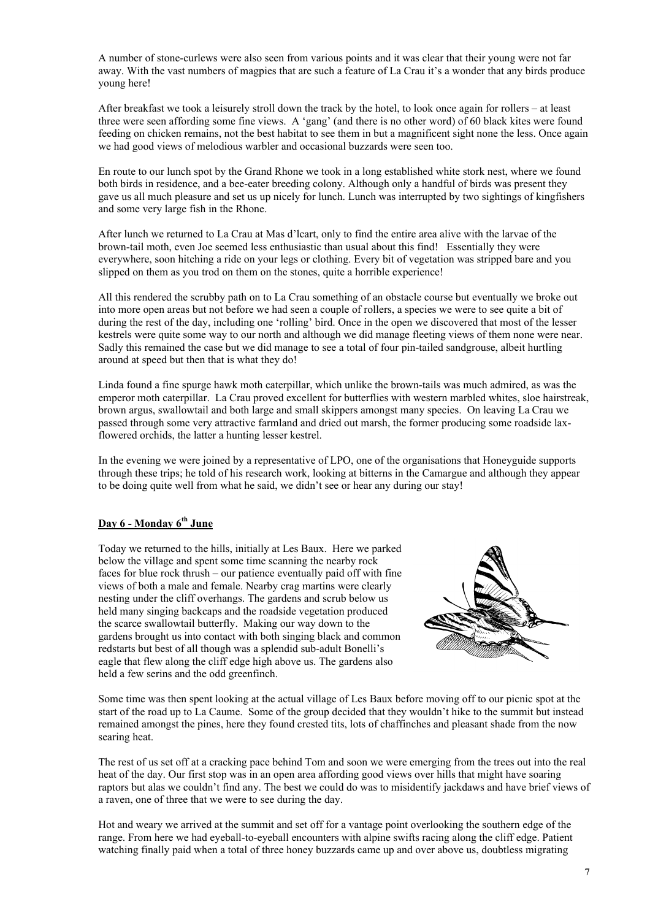A number of stone-curlews were also seen from various points and it was clear that their young were not far away. With the vast numbers of magpies that are such a feature of La Crau it's a wonder that any birds produce young here!

After breakfast we took a leisurely stroll down the track by the hotel, to look once again for rollers – at least three were seen affording some fine views. A 'gang' (and there is no other word) of 60 black kites were found feeding on chicken remains, not the best habitat to see them in but a magnificent sight none the less. Once again we had good views of melodious warbler and occasional buzzards were seen too.

En route to our lunch spot by the Grand Rhone we took in a long established white stork nest, where we found both birds in residence, and a bee-eater breeding colony. Although only a handful of birds was present they gave us all much pleasure and set us up nicely for lunch. Lunch was interrupted by two sightings of kingfishers and some very large fish in the Rhone.

After lunch we returned to La Crau at Mas d'lcart, only to find the entire area alive with the larvae of the brown-tail moth, even Joe seemed less enthusiastic than usual about this find! Essentially they were everywhere, soon hitching a ride on your legs or clothing. Every bit of vegetation was stripped bare and you slipped on them as you trod on them on the stones, quite a horrible experience!

All this rendered the scrubby path on to La Crau something of an obstacle course but eventually we broke out into more open areas but not before we had seen a couple of rollers, a species we were to see quite a bit of during the rest of the day, including one 'rolling' bird. Once in the open we discovered that most of the lesser kestrels were quite some way to our north and although we did manage fleeting views of them none were near. Sadly this remained the case but we did manage to see a total of four pin-tailed sandgrouse, albeit hurtling around at speed but then that is what they do!

Linda found a fine spurge hawk moth caterpillar, which unlike the brown-tails was much admired, as was the emperor moth caterpillar. La Crau proved excellent for butterflies with western marbled whites, sloe hairstreak, brown argus, swallowtail and both large and small skippers amongst many species. On leaving La Crau we passed through some very attractive farmland and dried out marsh, the former producing some roadside lax-flowered orchids, the latter a hunting lesser kestrel.

In the evening we were joined by a representative of LPO, one of the organisations that Honeyguide supports through these trips; he told of his research work, looking at bitterns in the Camargue and although they appear to be doing quite well from what he said, we didn't see or hear any during our stay!

## Day 6 - Monday 6th June

Today we returned to the hills, initially at Les Baux. Here we parked below the village and spent some time scanning the nearby rock faces for blue rock thrush – our patience eventually paid off with fine views of both a male and female. Nearby crag martins were clearly nesting under the cliff overhangs. The gardens and scrub below us held many singing backcaps and the roadside vegetation produced the scarce swallowtail butterfly. Making our way down to the gardens brought us into contact with both singing black and common redstarts but best of all though was a splendid sub-adult Bonelli's eagle that flew along the cliff edge high above us. The gardens also held a few serins and the odd greenfinch.

Some time was then spent looking at the actual village of Les Baux before moving off to our picnic spot at the start of the road up to La Caume. Some of the group decided that they wouldn't hike to the summit but instead remained amongst the pines, here they found crested tits, lots of chaffinches and pleasant shade from the now searing heat.

The rest of us set off at a cracking pace behind Tom and soon we were emerging from the trees out into the real heat of the day. Our first stop was in an open area affording good views over hills that might have soaring raptors but alas we couldn't find any. The best we could do was to misidentify jackdaws and have brief views of a raven, one of three that we were to see during the day.

Hot and weary we arrived at the summit and set off for a vantage point overlooking the southern edge of the range. From here we had eyeball-to-eyeball encounters with alpine swifts racing along the cliff edge. Patient watching finally paid when a total of three honey buzzards came up and over above us, doubtless migrating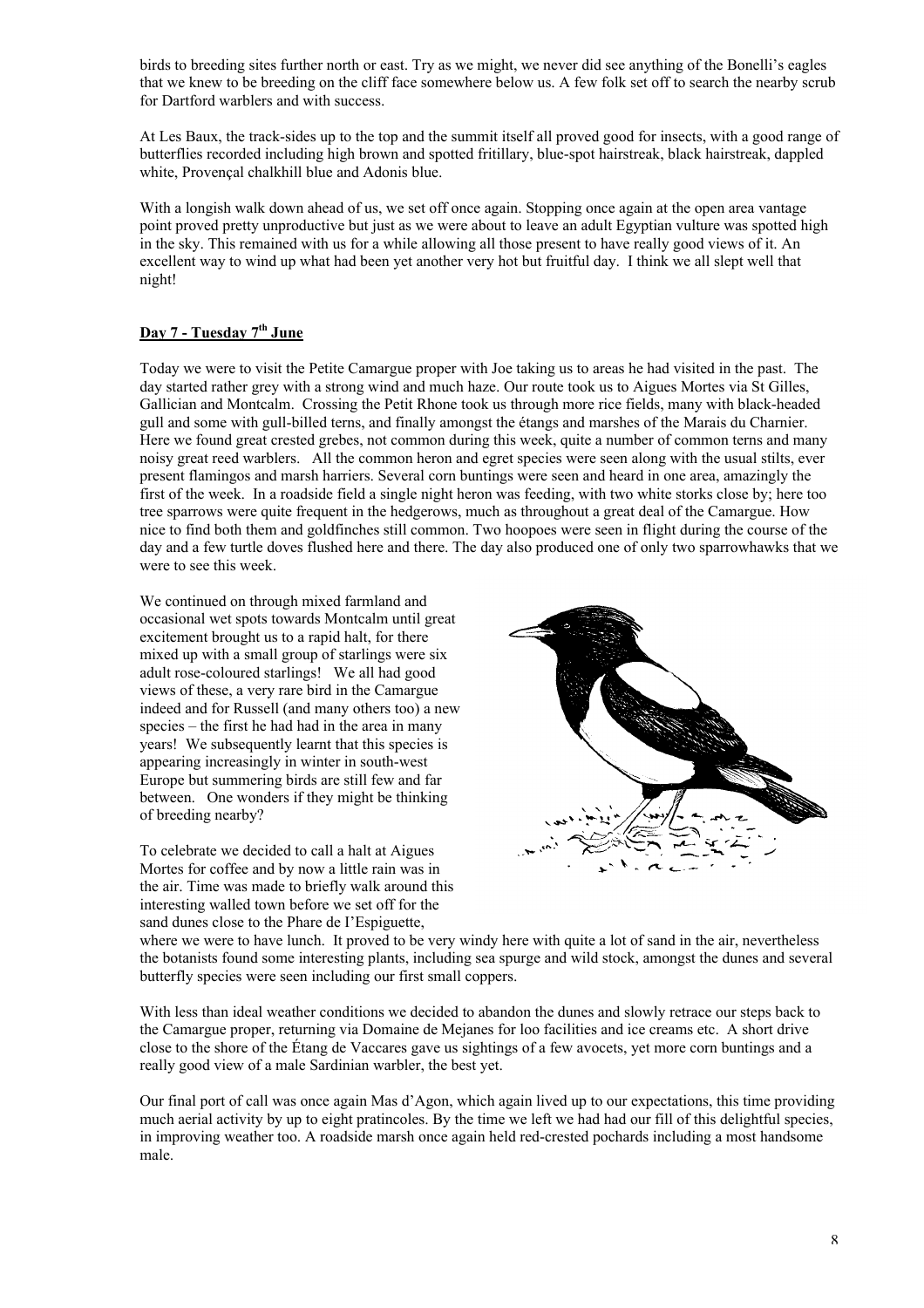birds to breeding sites further north or east. Try as we might, we never did see anything of the Bonelli's eagles that we knew to be breeding on the cliff face somewhere below us. A few folk set off to search the nearby scrub for Dartford warblers and with success.

At Les Baux, the track-sides up to the top and the summit itself all proved good for insects, with a good range of butterflies recorded including high brown and spotted fritillary, blue-spot hairstreak, black hairstreak, dappled white, Provençal chalkhill blue and Adonis blue.

With a longish walk down ahead of us, we set off once again. Stopping once again at the open area vantage point proved pretty unproductive but just as we were about to leave an adult Egyptian vulture was spotted high in the sky. This remained with us for a while allowing all those present to have really good views of it. An excellent way to wind up what had been yet another very hot but fruitful day. I think we all slept well that night!

## Day 7 - Tuesday 7th June

Today we were to visit the Petite Camargue proper with Joe taking us to areas he had visited in the past. The day started rather grey with a strong wind and much haze. Our route took us to Aigues Mortes via St Gilles, Gallician and Montcalm. Crossing the Petit Rhone took us through more rice fields, many with black-headed gull and some with gull-billed terns, and finally amongst the étangs and marshes of the Marais du Charnier. Here we found great crested grebes, not common during this week, quite a number of common terns and many noisy great reed warblers. All the common heron and egret species were seen along with the usual stilts, ever present flamingos and marsh harriers. Several corn buntings were seen and heard in one area, amazingly the first of the week. In a roadside field a single night heron was feeding, with two white storks close by; here too tree sparrows were quite frequent in the hedgerows, much as throughout a great deal of the Camargue. How nice to find both them and goldfinches still common. Two hoopoes were seen in flight during the course of the day and a few turtle doves flushed here and there. The day also produced one of only two sparrowhawks that we were to see this week.

We continued on through mixed farmland and occasional wet spots towards Montcalm until great excitement brought us to a rapid halt, for there mixed up with a small group of starlings were six adult rose-coloured starlings! We all had good views of these, a very rare bird in the Camargue indeed and for Russell (and many others too) a new species – the first he had had in the area in many years! We subsequently learnt that this species is appearing increasingly in winter in south-west Europe but summering birds are still few and far between. One wonders if they might be thinking of breeding nearby?

To celebrate we decided to call a halt at Aigues Mortes for coffee and by now a little rain was in the air. Time was made to briefly walk around this interesting walled town before we set off for the sand dunes close to the Phare de I'Espiguette, where we were to have lunch. It proved to be very windy here with quite a lot of sand in the air, nevertheless the botanists found some interesting plants, including sea spurge and wild stock, amongst the dunes and several butterfly species were seen including our first small coppers.

With less than ideal weather conditions we decided to abandon the dunes and slowly retrace our steps back to the Camargue proper, returning via Domaine de Mejanes for loo facilities and ice creams etc. A short drive close to the shore of the Étang de Vaccares gave us sightings of a few avocets, yet more corn buntings and a really good view of a male Sardinian warbler, the best yet.

Our final port of call was once again Mas d'Agon, which again lived up to our expectations, this time providing much aerial activity by up to eight pratincoles. By the time we left we had had our fill of this delightful species, in improving weather too. A roadside marsh once again held red-crested pochards including a most handsome male.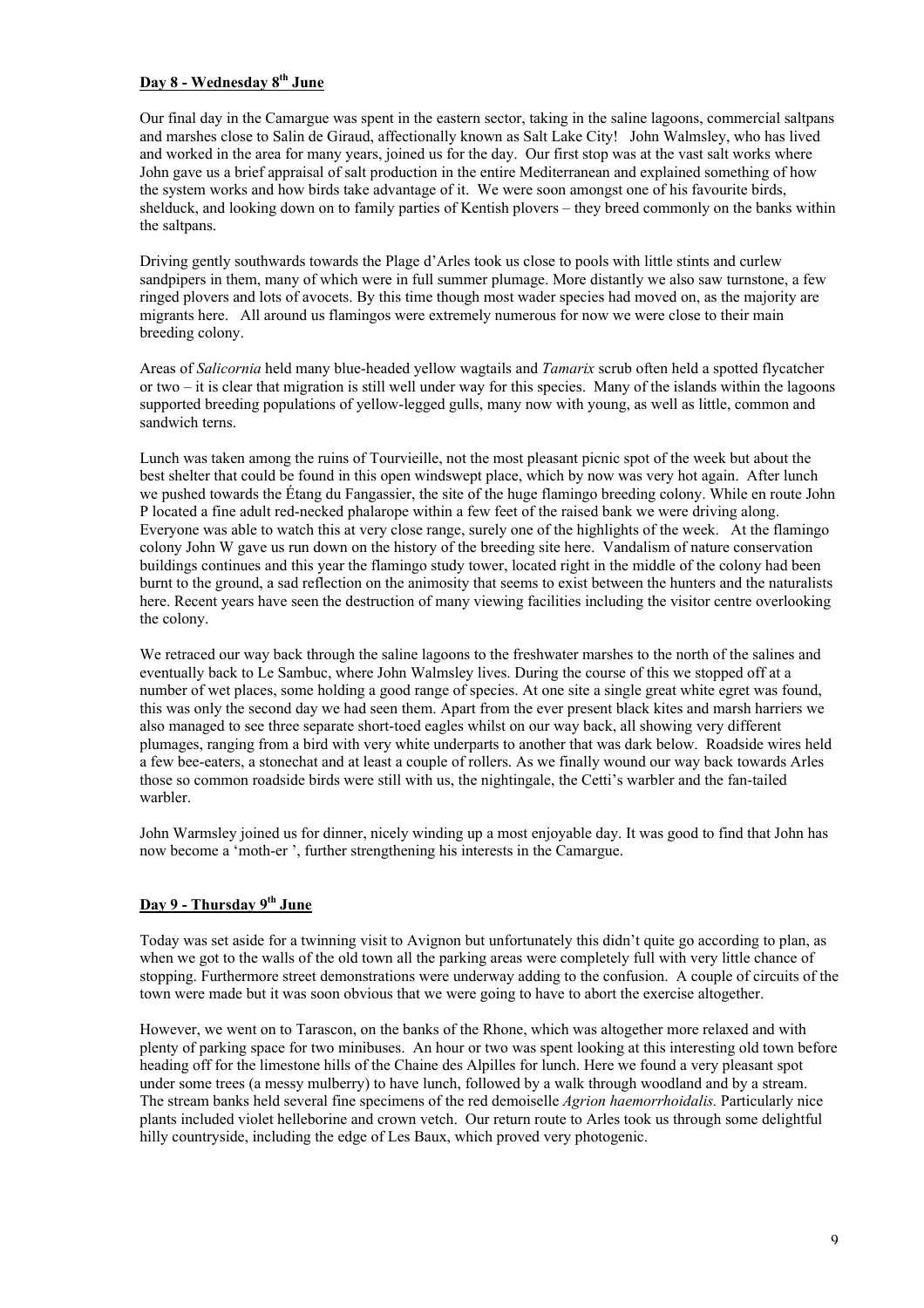## Day 8 - Wednesday 8th June

Our final day in the Camargue was spent in the eastern sector, taking in the saline lagoons, commercial saltpans and marshes close to Salin de Giraud, affectionately known as Salt Lake City! John Walmsley, who has lived and worked in the area for many years, joined us for the day. Our first stop was at the vast salt works where John gave us a brief appraisal of salt production in the entire Mediterranean and explained something of how the system works and how birds take advantage of it. We were soon amongst one of his favourite birds, shelduck, and looking down on to family parties of Kentish plovers – they breed commonly on the banks within the saltpans.

Driving gently southwards towards the Plage d'Arles took us close to pools with little stints and curlew sandpipers in them, many of which were in full summer plumage. More distantly we also saw turnstone, a few ringed plovers and lots of avocets. By this time though most wader species had moved on, as the majority are migrants here. All around us flamingos were extremely numerous for now we were close to their main breeding colony.

Areas of *Salicornia* held many blue-headed yellow wagtails and *Tamarix* scrub often held a spotted flycatcher or two – it is clear that migration is still well under way for this species. Many of the islands within the lagoons supported breeding populations of yellow-legged gulls, many now with young, as well as little, common and sandwich terns.

Lunch was taken among the ruins of Tourvieille, not the most pleasant picnic spot of the week but about the best shelter that could be found in this open windswept place, which by now was very hot again. After lunch we pushed towards the Étang du Fangassier, the site of the huge flamingo breeding colony. While en route John P located a fine adult red-necked phalarope within a few feet of the raised bank we were driving along. Everyone was able to watch this at very close range, surely one of the highlights of the week. At the flamingo colony John W gave us run down on the history of the breeding site here. Vandalism of nature conservation buildings continues and this year the flamingo study tower, located right in the middle of the colony had been burnt to the ground, a sad reflection on the animosity that seems to exist between the hunters and the naturalists here. Recent years have seen the destruction of many viewing facilities including the visitor centre overlooking the colony.

We retraced our way back through the saline lagoons to the freshwater marshes to the north of the salines and eventually back to Le Sambuc, where John Walmsley lives. During the course of this we stopped off at a number of wet places, some holding a good range of species. At one site a single great white egret was found, this was only the second day we had seen them. Apart from the ever present black kites and marsh harriers we also managed to see three separate short-toed eagles whilst on our way back, all showing very different plumages, ranging from a bird with very white underparts to another that was dark below. Roadside wires held a few bee-eaters, a stonechat and at least a couple of rollers. As we finally wound our way back towards Arles those so common roadside birds were still with us, the nightingale, the Cetti's warbler and the fan-tailed warbler.

John Warmsley joined us for dinner, nicely winding up a most enjoyable day. It was good to find that John has now become a 'moth-er ', further strengthening his interests in the Camargue.

## Day 9 - Thursday 9th June

Today was set aside for a twinning visit to Avignon but unfortunately this didn't quite go according to plan, as when we got to the walls of the old town all the parking areas were completely full with very little chance of stopping. Furthermore street demonstrations were underway adding to the confusion. A couple of circuits of the town were made but it was soon obvious that we were going to have to abort the exercise altogether.

However, we went on to Tarascon, on the banks of the Rhone, which was altogether more relaxed and with plenty of parking space for two minibuses. An hour or two was spent looking at this interesting old town before heading off for the limestone hills of the Chaine des Alpilles for lunch. Here we found a very pleasant spot under some trees (a messy mulberry) to have lunch, followed by a walk through woodland and by a stream. The stream banks held several fine specimens of the red demoiselle *Agrion haemorrhoidalis.* Particularly nice plants included violet helleborine and crown vetch. Our return route to Arles took us through some delightful hilly countryside, including the edge of Les Baux, which proved very photogenic.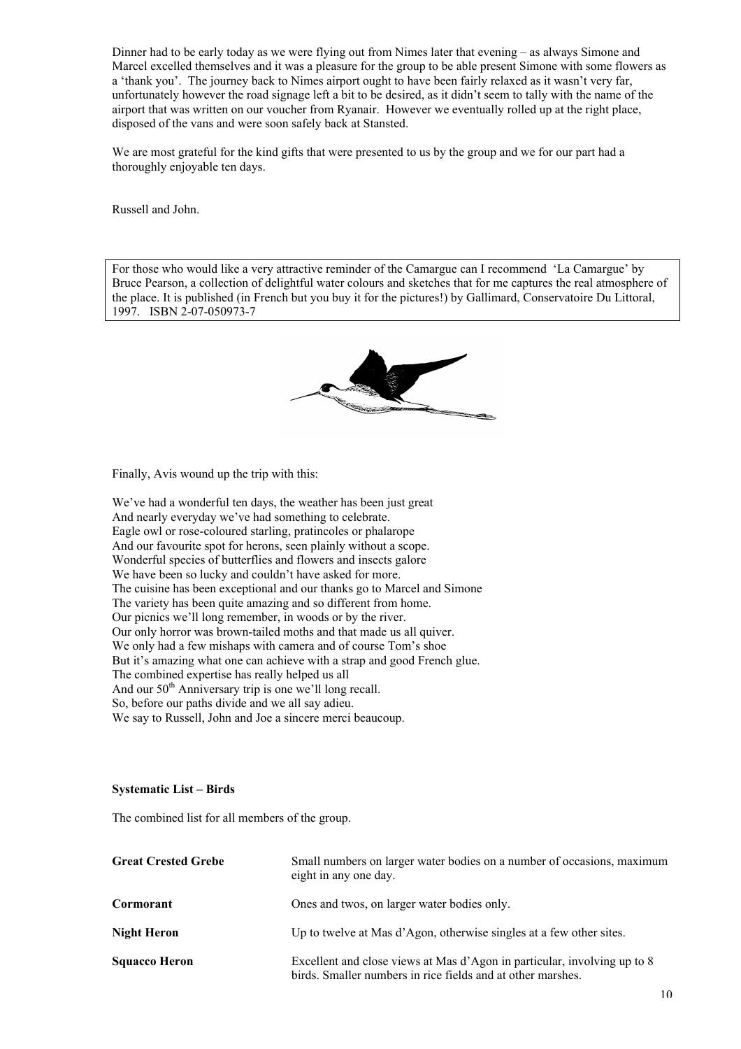Dinner had to be early today as we were flying out from Nimes later that evening – as always Simone and Marcel excelled themselves and it was a pleasure for the group to be able present Simone with some flowers as a 'thank you'. The journey back to Nimes airport ought to have been fairly relaxed as it wasn't very far, unfortunately however the road signage left a bit to be desired, as it didn't seem to tally with the name of the airport that was written on our voucher from Ryanair. However we eventually rolled up at the right place, disposed of the vans and were soon safely back at Stansted.

We are most grateful for the kind gifts that were presented to us by the group and we for our part had a thoroughly enjoyable ten days.

Russell and John.

For those who would like a very attractive reminder of the Camargue can I recommend 'La Camargue' by Bruce Pearson, a collection of delightful water colours and sketches that for me captures the real atmosphere of the place. It is published (in French but you buy it for the pictures!) by Gallimard, Conservatoire Du Littoral, 1997. ISBN 2-07-050973-7

Finally, Avis wound up the trip with this:

We've had a wonderful ten days, the weather has been just great  
And nearly everyday we've had something to celebrate.  
Eagle owl or rose-coloured starling, pratincoles or phalarope  
And our favourite spot for herons, seen plainly without a scope.  
Wonderful species of butterflies and flowers and insects galore  
We have been so lucky and couldn't have asked for more.  
The cuisine has been exceptional and our thanks go to Marcel and Simone  
The variety has been quite amazing and so different from home.  
Our picnics we'll long remember, in woods or by the river.  
Our only horror was brown-tailed moths and that made us all quiver.  
We only had a few mishaps with camera and of course Tom's shoe  
But it's amazing what one can achieve with a strap and good French glue.  
The combined expertise has really helped us all  
And our 50th Anniversary trip is one we'll long recall.  
So, before our paths divide and we all say adieu.  
We say to Russell, John and Joe a sincere merci beaucoup.

**Systematic List – Birds**

The combined list for all members of the group.

| | |
|---|---|
| **Great Crested Grebe** | Small numbers on larger water bodies on a number of occasions, maximum eight in any one day. |
| **Cormorant** | Ones and twos, on larger water bodies only. |
| **Night Heron** | Up to twelve at Mas d'Agon, otherwise singles at a few other sites. |
| **Squacco Heron** | Excellent and close views at Mas d'Agon in particular, involving up to 8 birds. Smaller numbers in rice fields and at other marshes. |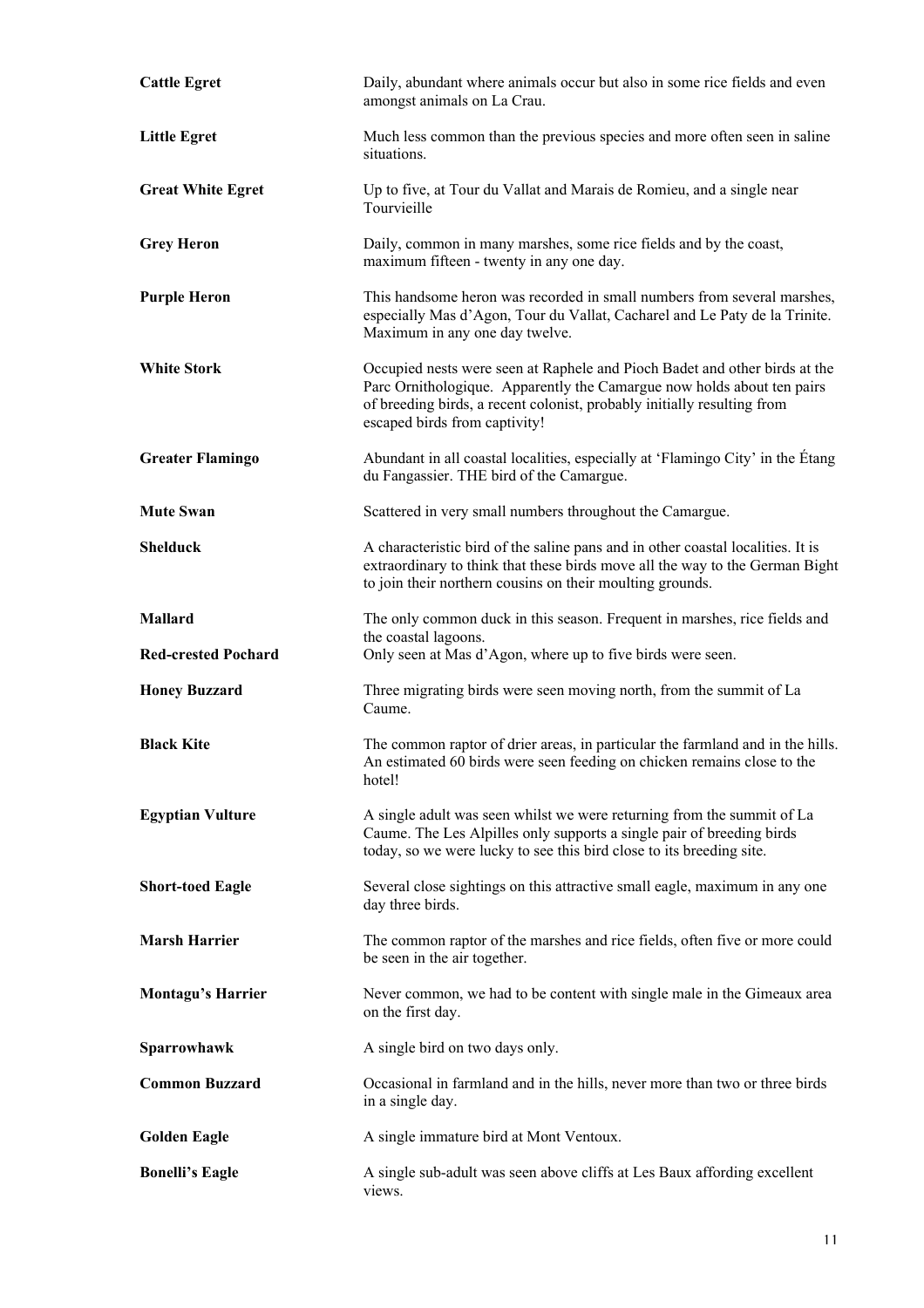**Cattle Egret** Daily, abundant where animals occur but also in some rice fields and even amongst animals on La Crau.

**Little Egret** Much less common than the previous species and more often seen in saline situations.

**Great White Egret** Up to five, at Tour du Vallat and Marais de Romieu, and a single near Tourvieille

**Grey Heron** Daily, common in many marshes, some rice fields and by the coast, maximum fifteen - twenty in any one day.

**Purple Heron** This handsome heron was recorded in small numbers from several marshes, especially Mas d'Agon, Tour du Vallat, Cacharel and Le Paty de la Trinite. Maximum in any one day twelve.

**White Stork** Occupied nests were seen at Raphele and Pioch Badet and other birds at the Parc Ornithologique. Apparently the Camargue now holds about ten pairs of breeding birds, a recent colonist, probably initially resulting from escaped birds from captivity!

**Greater Flamingo** Abundant in all coastal localities, especially at 'Flamingo City' in the Étang du Fangassier. THE bird of the Camargue.

**Mute Swan** Scattered in very small numbers throughout the Camargue.

**Shelduck** A characteristic bird of the saline pans and in other coastal localities. It is extraordinary to think that these birds move all the way to the German Bight to join their northern cousins on their moulting grounds.

**Mallard** The only common duck in this season. Frequent in marshes, rice fields and the coastal lagoons.

**Red-crested Pochard** Only seen at Mas d'Agon, where up to five birds were seen.

**Honey Buzzard** Three migrating birds were seen moving north, from the summit of La Caume.

**Black Kite** The common raptor of drier areas, in particular the farmland and in the hills. An estimated 60 birds were seen feeding on chicken remains close to the hotel!

**Egyptian Vulture** A single adult was seen whilst we were returning from the summit of La Caume. The Les Alpilles only supports a single pair of breeding birds today, so we were lucky to see this bird close to its breeding site.

**Short-toed Eagle** Several close sightings on this attractive small eagle, maximum in any one day three birds.

**Marsh Harrier** The common raptor of the marshes and rice fields, often five or more could be seen in the air together.

**Montagu's Harrier** Never common, we had to be content with single male in the Gimeaux area on the first day.

**Sparrowhawk** A single bird on two days only.

**Common Buzzard** Occasional in farmland and in the hills, never more than two or three birds in a single day.

**Golden Eagle** A single immature bird at Mont Ventoux.

**Bonelli's Eagle** A single sub-adult was seen above cliffs at Les Baux affording excellent views.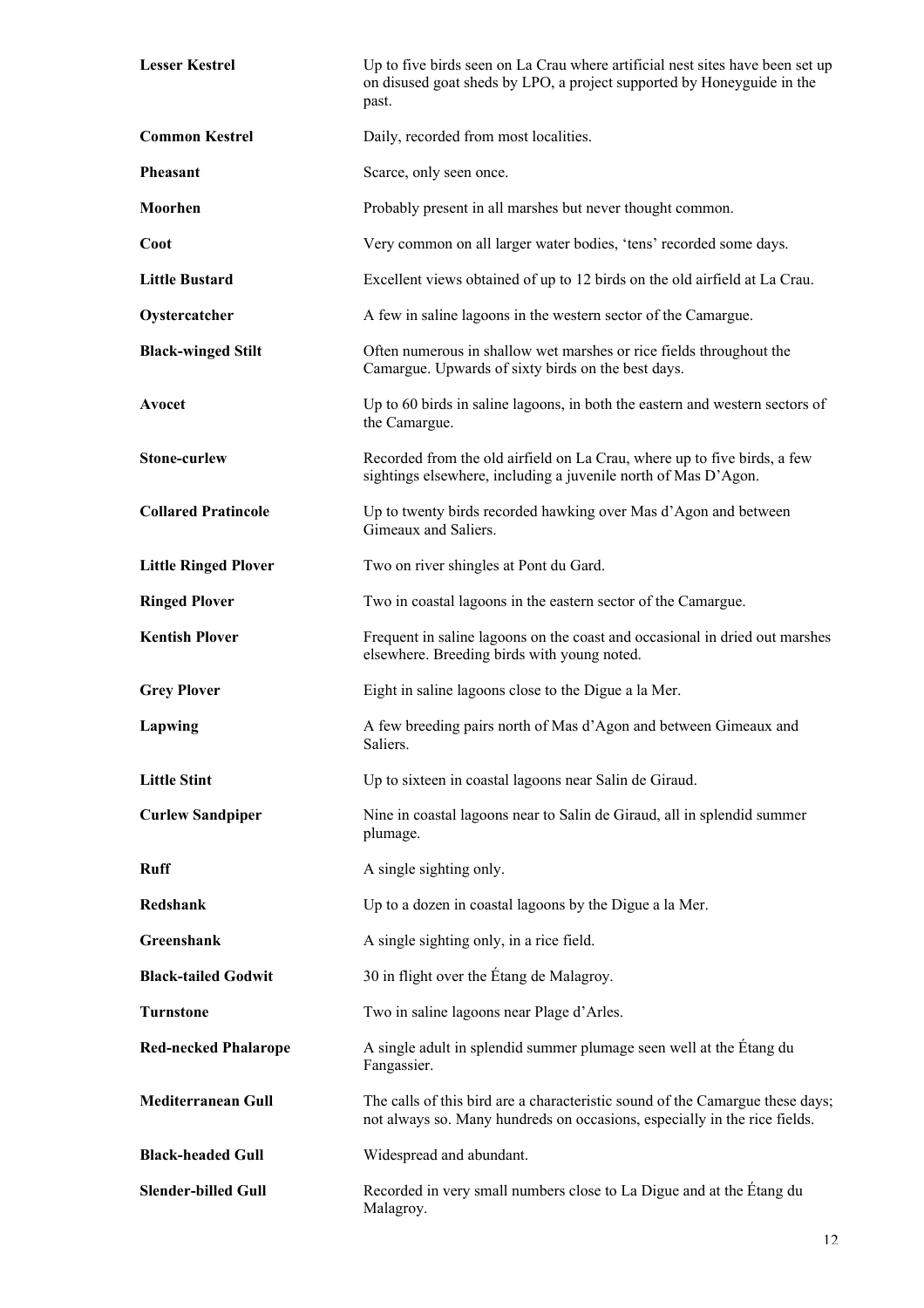| | |
|---|---|
| **Lesser Kestrel** | Up to five birds seen on La Crau where artificial nest sites have been set up on disused goat sheds by LPO, a project supported by Honeyguide in the past. |
| **Common Kestrel** | Daily, recorded from most localities. |
| **Pheasant** | Scarce, only seen once. |
| **Moorhen** | Probably present in all marshes but never thought common. |
| **Coot** | Very common on all larger water bodies, 'tens' recorded some days. |
| **Little Bustard** | Excellent views obtained of up to 12 birds on the old airfield at La Crau. |
| **Oystercatcher** | A few in saline lagoons in the western sector of the Camargue. |
| **Black-winged Stilt** | Often numerous in shallow wet marshes or rice fields throughout the Camargue. Upwards of sixty birds on the best days. |
| **Avocet** | Up to 60 birds in saline lagoons, in both the eastern and western sectors of the Camargue. |
| **Stone-curlew** | Recorded from the old airfield on La Crau, where up to five birds, a few sightings elsewhere, including a juvenile north of Mas D'Agon. |
| **Collared Pratincole** | Up to twenty birds recorded hawking over Mas d'Agon and between Gimeaux and Saliers. |
| **Little Ringed Plover** | Two on river shingles at Pont du Gard. |
| **Ringed Plover** | Two in coastal lagoons in the eastern sector of the Camargue. |
| **Kentish Plover** | Frequent in saline lagoons on the coast and occasional in dried out marshes elsewhere. Breeding birds with young noted. |
| **Grey Plover** | Eight in saline lagoons close to the Digue a la Mer. |
| **Lapwing** | A few breeding pairs north of Mas d'Agon and between Gimeaux and Saliers. |
| **Little Stint** | Up to sixteen in coastal lagoons near Salin de Giraud. |
| **Curlew Sandpiper** | Nine in coastal lagoons near to Salin de Giraud, all in splendid summer plumage. |
| **Ruff** | A single sighting only. |
| **Redshank** | Up to a dozen in coastal lagoons by the Digue a la Mer. |
| **Greenshank** | A single sighting only, in a rice field. |
| **Black-tailed Godwit** | 30 in flight over the Étang de Malagroy. |
| **Turnstone** | Two in saline lagoons near Plage d'Arles. |
| **Red-necked Phalarope** | A single adult in splendid summer plumage seen well at the Étang du Fangassier. |
| **Mediterranean Gull** | The calls of this bird are a characteristic sound of the Camargue these days; not always so. Many hundreds on occasions, especially in the rice fields. |
| **Black-headed Gull** | Widespread and abundant. |
| **Slender-billed Gull** | Recorded in very small numbers close to La Digue and at the Étang du Malagroy. |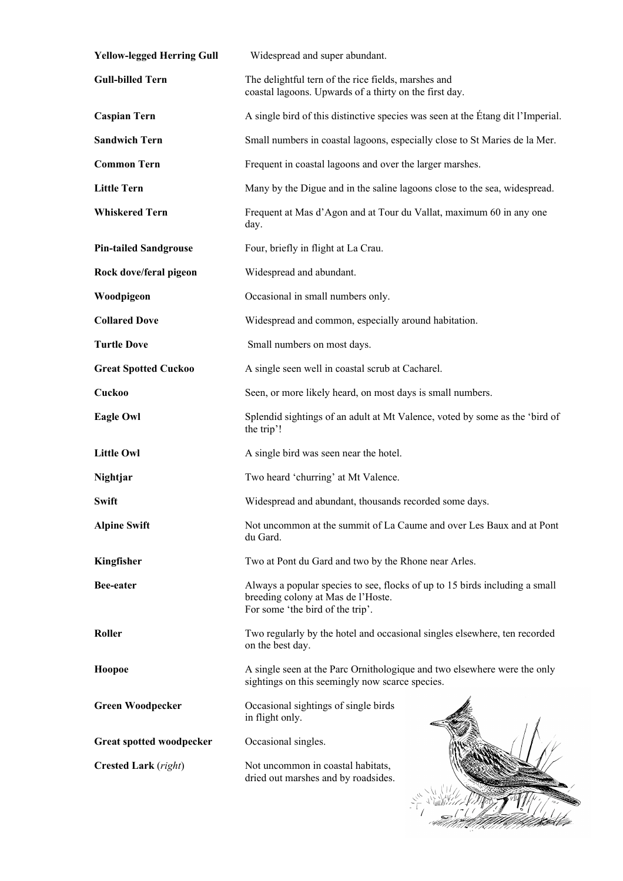| | |
|---|---|
| **Yellow-legged Herring Gull** | Widespread and super abundant. |
| **Gull-billed Tern** | The delightful tern of the rice fields, marshes and coastal lagoons. Upwards of a thirty on the first day. |
| **Caspian Tern** | A single bird of this distinctive species was seen at the Étang dit l'Imperial. |
| **Sandwich Tern** | Small numbers in coastal lagoons, especially close to St Maries de la Mer. |
| **Common Tern** | Frequent in coastal lagoons and over the larger marshes. |
| **Little Tern** | Many by the Digue and in the saline lagoons close to the sea, widespread. |
| **Whiskered Tern** | Frequent at Mas d'Agon and at Tour du Vallat, maximum 60 in any one day. |
| **Pin-tailed Sandgrouse** | Four, briefly in flight at La Crau. |
| **Rock dove/feral pigeon** | Widespread and abundant. |
| **Woodpigeon** | Occasional in small numbers only. |
| **Collared Dove** | Widespread and common, especially around habitation. |
| **Turtle Dove** | Small numbers on most days. |
| **Great Spotted Cuckoo** | A single seen well in coastal scrub at Cacharel. |
| **Cuckoo** | Seen, or more likely heard, on most days is small numbers. |
| **Eagle Owl** | Splendid sightings of an adult at Mt Valence, voted by some as the 'bird of the trip'! |
| **Little Owl** | A single bird was seen near the hotel. |
| **Nightjar** | Two heard 'churring' at Mt Valence. |
| **Swift** | Widespread and abundant, thousands recorded some days. |
| **Alpine Swift** | Not uncommon at the summit of La Caume and over Les Baux and at Pont du Gard. |
| **Kingfisher** | Two at Pont du Gard and two by the Rhone near Arles. |
| **Bee-eater** | Always a popular species to see, flocks of up to 15 birds including a small breeding colony at Mas de l'Hoste. For some 'the bird of the trip'. |
| **Roller** | Two regularly by the hotel and occasional singles elsewhere, ten recorded on the best day. |
| **Hoopoe** | A single seen at the Parc Ornithologique and two elsewhere were the only sightings on this seemingly now scarce species. |
| **Green Woodpecker** | Occasional sightings of single birds in flight only. |
| **Great spotted woodpecker** | Occasional singles. |
| **Crested Lark** (*right*) | Not uncommon in coastal habitats, dried out marshes and by roadsides. |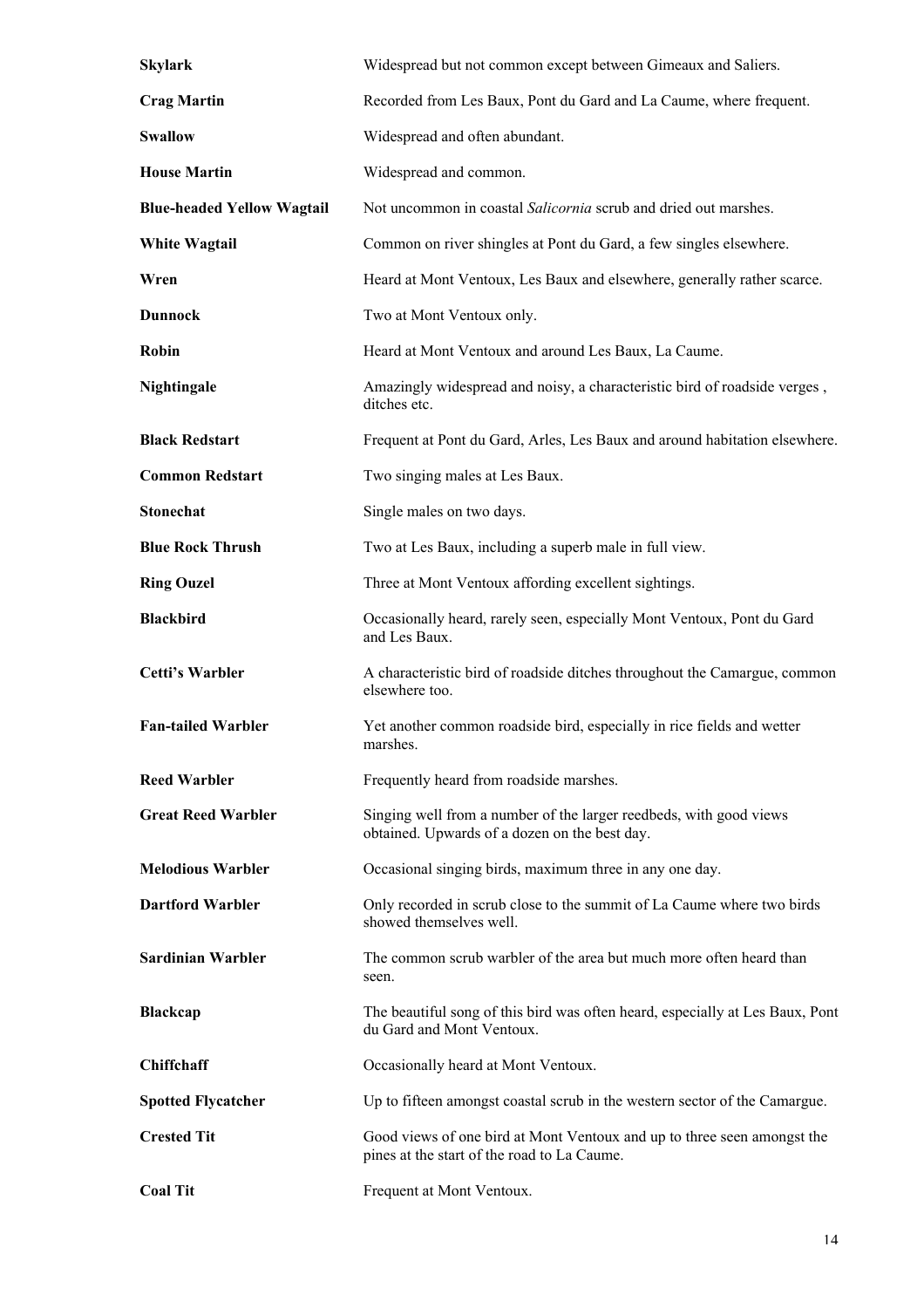| | |
|---|---|
| **Skylark** | Widespread but not common except between Gimeaux and Saliers. |
| **Crag Martin** | Recorded from Les Baux, Pont du Gard and La Caume, where frequent. |
| **Swallow** | Widespread and often abundant. |
| **House Martin** | Widespread and common. |
| **Blue-headed Yellow Wagtail** | Not uncommon in coastal *Salicornia* scrub and dried out marshes. |
| **White Wagtail** | Common on river shingles at Pont du Gard, a few singles elsewhere. |
| **Wren** | Heard at Mont Ventoux, Les Baux and elsewhere, generally rather scarce. |
| **Dunnock** | Two at Mont Ventoux only. |
| **Robin** | Heard at Mont Ventoux and around Les Baux, La Caume. |
| **Nightingale** | Amazingly widespread and noisy, a characteristic bird of roadside verges , ditches etc. |
| **Black Redstart** | Frequent at Pont du Gard, Arles, Les Baux and around habitation elsewhere. |
| **Common Redstart** | Two singing males at Les Baux. |
| **Stonechat** | Single males on two days. |
| **Blue Rock Thrush** | Two at Les Baux, including a superb male in full view. |
| **Ring Ouzel** | Three at Mont Ventoux affording excellent sightings. |
| **Blackbird** | Occasionally heard, rarely seen, especially Mont Ventoux, Pont du Gard and Les Baux. |
| **Cetti's Warbler** | A characteristic bird of roadside ditches throughout the Camargue, common elsewhere too. |
| **Fan-tailed Warbler** | Yet another common roadside bird, especially in rice fields and wetter marshes. |
| **Reed Warbler** | Frequently heard from roadside marshes. |
| **Great Reed Warbler** | Singing well from a number of the larger reedbeds, with good views obtained. Upwards of a dozen on the best day. |
| **Melodious Warbler** | Occasional singing birds, maximum three in any one day. |
| **Dartford Warbler** | Only recorded in scrub close to the summit of La Caume where two birds showed themselves well. |
| **Sardinian Warbler** | The common scrub warbler of the area but much more often heard than seen. |
| **Blackcap** | The beautiful song of this bird was often heard, especially at Les Baux, Pont du Gard and Mont Ventoux. |
| **Chiffchaff** | Occasionally heard at Mont Ventoux. |
| **Spotted Flycatcher** | Up to fifteen amongst coastal scrub in the western sector of the Camargue. |
| **Crested Tit** | Good views of one bird at Mont Ventoux and up to three seen amongst the pines at the start of the road to La Caume. |
| **Coal Tit** | Frequent at Mont Ventoux. |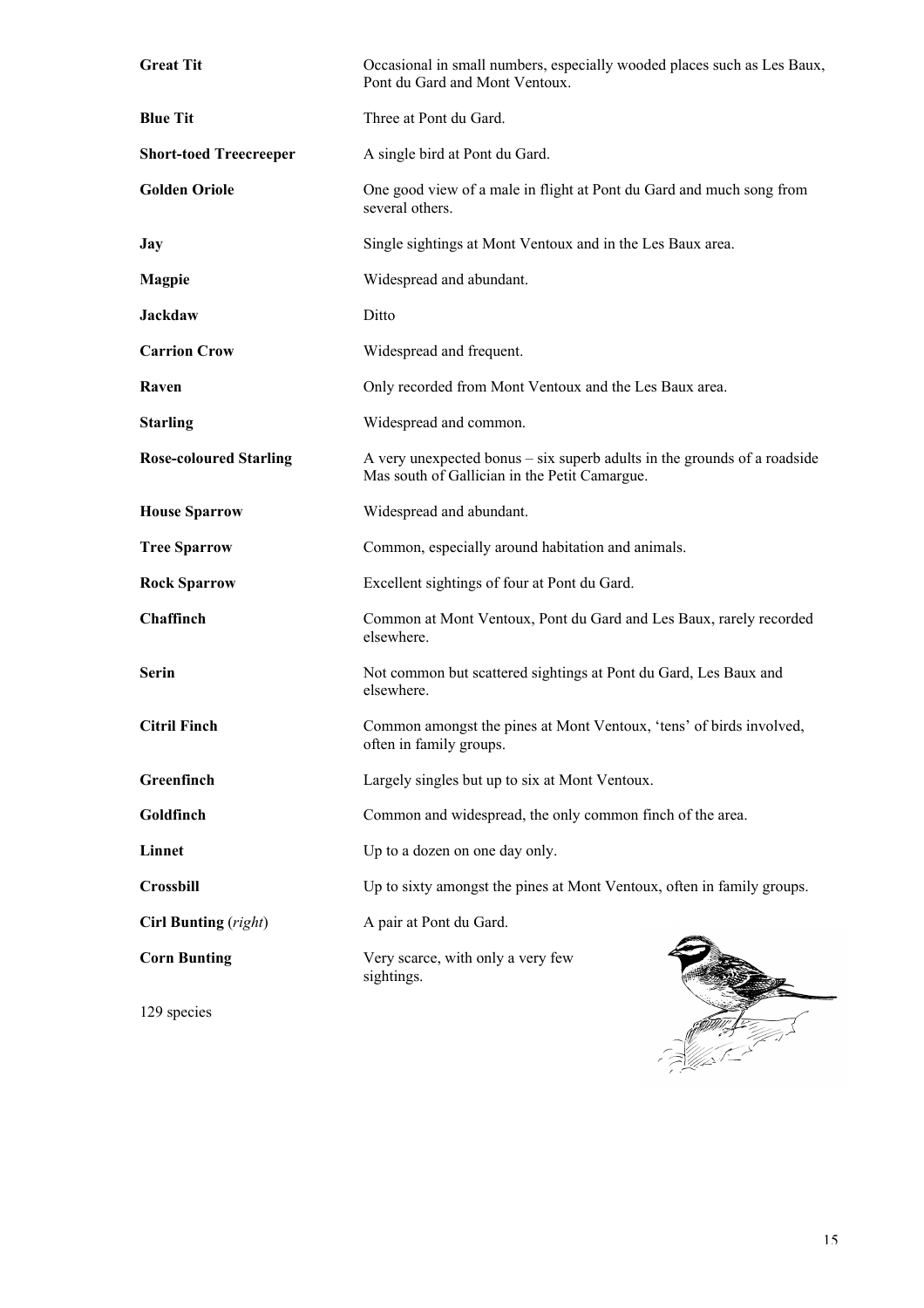| | |
|---|---|
| **Great Tit** | Occasional in small numbers, especially wooded places such as Les Baux, Pont du Gard and Mont Ventoux. |
| **Blue Tit** | Three at Pont du Gard. |
| **Short-toed Treecreeper** | A single bird at Pont du Gard. |
| **Golden Oriole** | One good view of a male in flight at Pont du Gard and much song from several others. |
| **Jay** | Single sightings at Mont Ventoux and in the Les Baux area. |
| **Magpie** | Widespread and abundant. |
| **Jackdaw** | Ditto |
| **Carrion Crow** | Widespread and frequent. |
| **Raven** | Only recorded from Mont Ventoux and the Les Baux area. |
| **Starling** | Widespread and common. |
| **Rose-coloured Starling** | A very unexpected bonus – six superb adults in the grounds of a roadside Mas south of Gallician in the Petit Camargue. |
| **House Sparrow** | Widespread and abundant. |
| **Tree Sparrow** | Common, especially around habitation and animals. |
| **Rock Sparrow** | Excellent sightings of four at Pont du Gard. |
| **Chaffinch** | Common at Mont Ventoux, Pont du Gard and Les Baux, rarely recorded elsewhere. |
| **Serin** | Not common but scattered sightings at Pont du Gard, Les Baux and elsewhere. |
| **Citril Finch** | Common amongst the pines at Mont Ventoux, 'tens' of birds involved, often in family groups. |
| **Greenfinch** | Largely singles but up to six at Mont Ventoux. |
| **Goldfinch** | Common and widespread, the only common finch of the area. |
| **Linnet** | Up to a dozen on one day only. |
| **Crossbill** | Up to sixty amongst the pines at Mont Ventoux, often in family groups. |
| **Cirl Bunting** (*right*) | A pair at Pont du Gard. |
| **Corn Bunting** | Very scarce, with only a very few sightings. |

129 species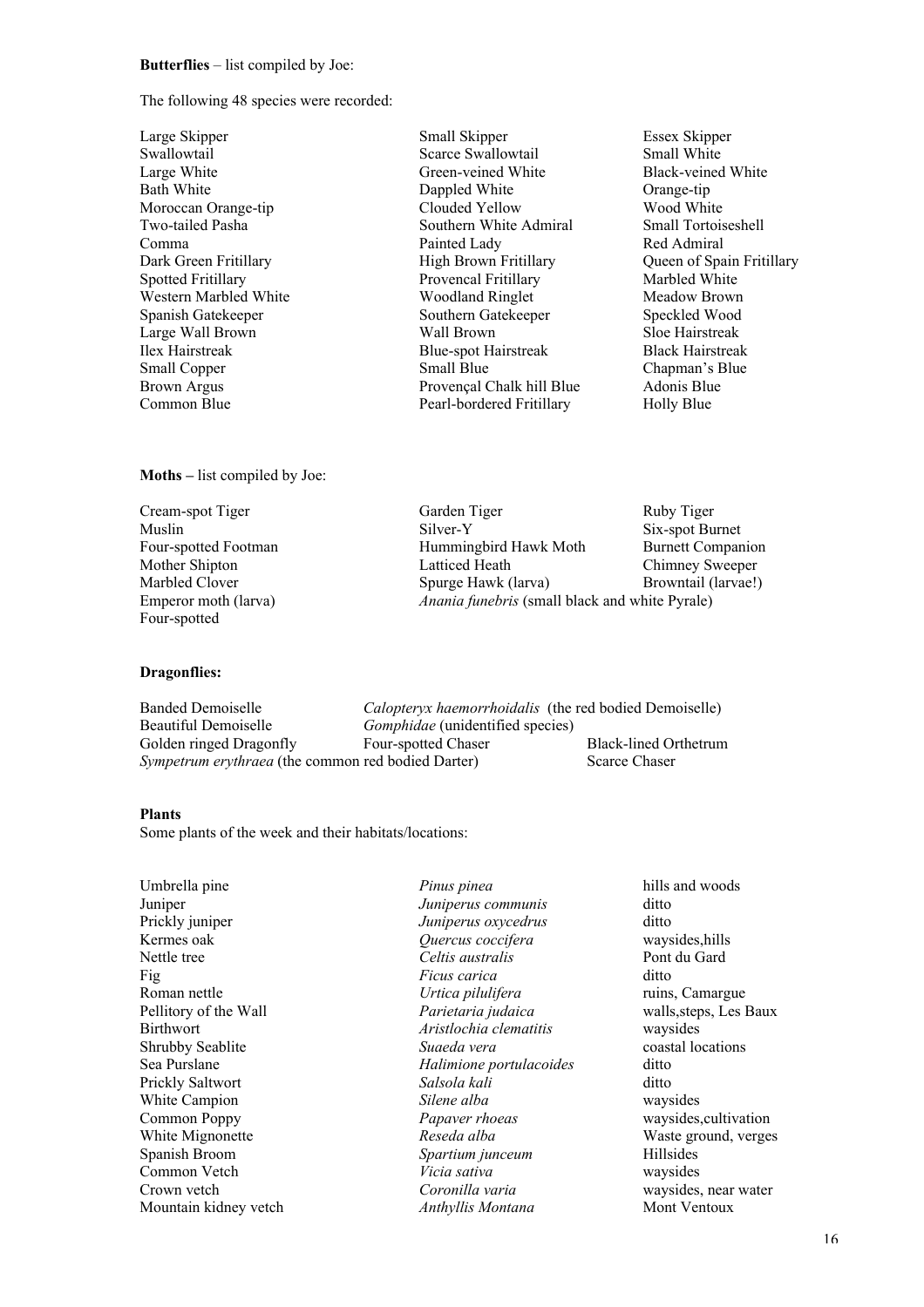**Butterflies** – list compiled by Joe:

The following 48 species were recorded:

| | | |
|---|---|---|
| Large Skipper | Small Skipper | Essex Skipper |
| Swallowtail | Scarce Swallowtail | Small White |
| Large White | Green-veined White | Black-veined White |
| Bath White | Dappled White | Orange-tip |
| Moroccan Orange-tip | Clouded Yellow | Wood White |
| Two-tailed Pasha | Southern White Admiral | Small Tortoiseshell |
| Comma | Painted Lady | Red Admiral |
| Dark Green Fritillary | High Brown Fritillary | Queen of Spain Fritillary |
| Spotted Fritillary | Provencal Fritillary | Marbled White |
| Western Marbled White | Woodland Ringlet | Meadow Brown |
| Spanish Gatekeeper | Southern Gatekeeper | Speckled Wood |
| Large Wall Brown | Wall Brown | Sloe Hairstreak |
| Ilex Hairstreak | Blue-spot Hairstreak | Black Hairstreak |
| Small Copper | Small Blue | Chapman's Blue |
| Brown Argus | Provençal Chalk hill Blue | Adonis Blue |
| Common Blue | Pearl-bordered Fritillary | Holly Blue |

**Moths –** list compiled by Joe:

| | | |
|---|---|---|
| Cream-spot Tiger | Garden Tiger | Ruby Tiger |
| Muslin | Silver-Y | Six-spot Burnet |
| Four-spotted Footman | Hummingbird Hawk Moth | Burnett Companion |
| Mother Shipton | Latticed Heath | Chimney Sweeper |
| Marbled Clover | Spurge Hawk (larva) | Browntail (larvae!) |
| Emperor moth (larva) | *Anania funebris* (small black and white Pyrale) | |
| Four-spotted | | |

**Dragonflies:**

| | | |
|---|---|---|
| Banded Demoiselle | *Calopteryx haemorrhoidalis* (the red bodied Demoiselle) | |
| Beautiful Demoiselle | *Gomphidae* (unidentified species) | |
| Golden ringed Dragonfly | Four-spotted Chaser | Black-lined Orthetrum |
| *Sympetrum erythraea* (the common red bodied Darter) | | Scarce Chaser |

**Plants**

Some plants of the week and their habitats/locations:

| | | |
|---|---|---|
| Umbrella pine | *Pinus pinea* | hills and woods |
| Juniper | *Juniperus communis* | ditto |
| Prickly juniper | *Juniperus oxycedrus* | ditto |
| Kermes oak | *Quercus coccifera* | waysides,hills |
| Nettle tree | *Celtis australis* | Pont du Gard |
| Fig | *Ficus carica* | ditto |
| Roman nettle | *Urtica pilulifera* | ruins, Camargue |
| Pellitory of the Wall | *Parietaria judaica* | walls,steps, Les Baux |
| Birthwort | *Aristlochia clematitis* | waysides |
| Shrubby Seablite | *Suaeda vera* | coastal locations |
| Sea Purslane | *Halimione portulacoides* | ditto |
| Prickly Saltwort | *Salsola kali* | ditto |
| White Campion | *Silene alba* | waysides |
| Common Poppy | *Papaver rhoeas* | waysides,cultivation |
| White Mignonette | *Reseda alba* | Waste ground, verges |
| Spanish Broom | *Spartium junceum* | Hillsides |
| Common Vetch | *Vicia sativa* | waysides |
| Crown vetch | *Coronilla varia* | waysides, near water |
| Mountain kidney vetch | *Anthyllis Montana* | Mont Ventoux |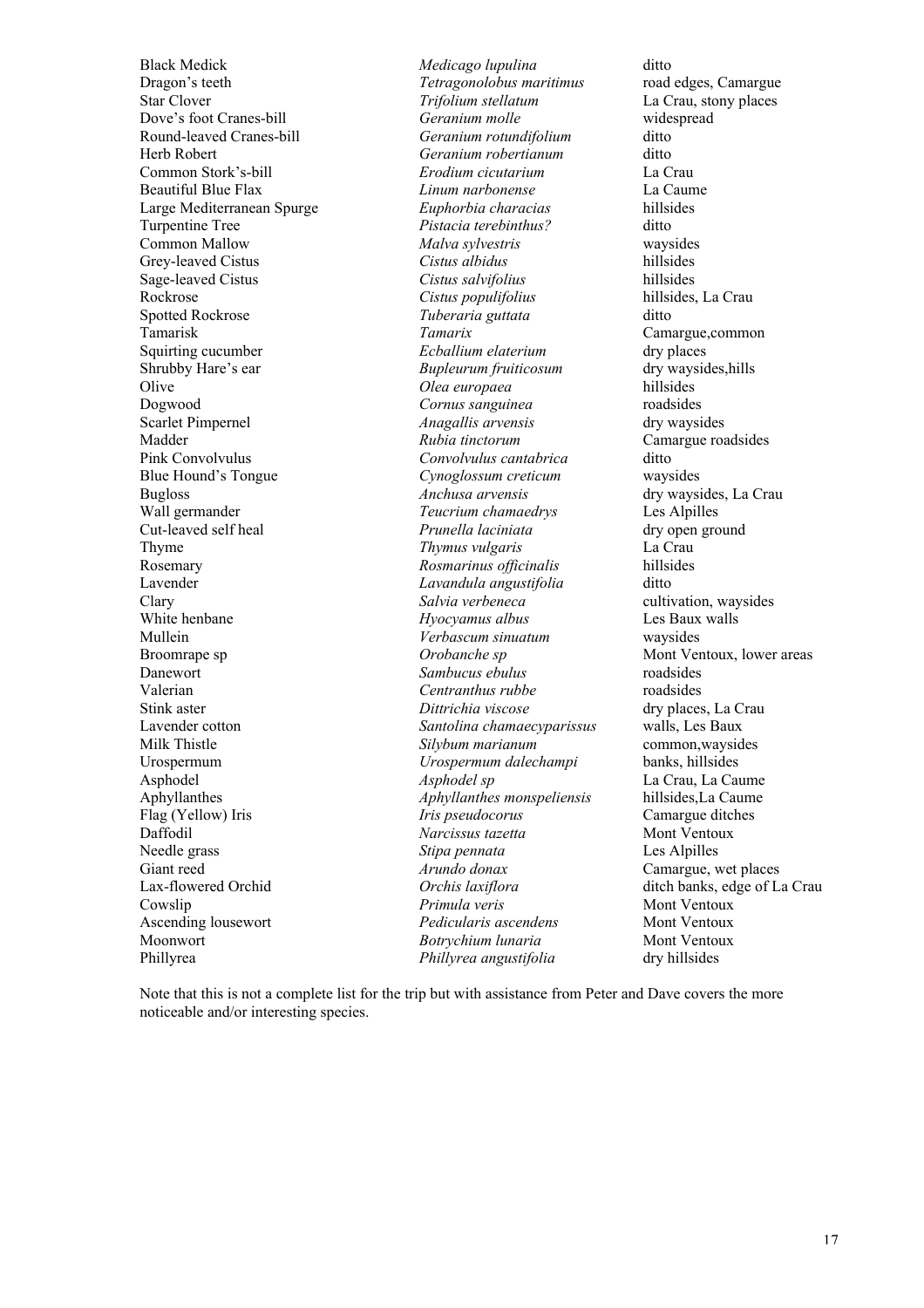| | | |
|---|---|---|
| Black Medick | *Medicago lupulina* | ditto |
| Dragon's teeth | *Tetragonolobus maritimus* | road edges, Camargue |
| Star Clover | *Trifolium stellatum* | La Crau, stony places |
| Dove's foot Cranes-bill | *Geranium molle* | widespread |
| Round-leaved Cranes-bill | *Geranium rotundifolium* | ditto |
| Herb Robert | *Geranium robertianum* | ditto |
| Common Stork's-bill | *Erodium cicutarium* | La Crau |
| Beautiful Blue Flax | *Linum narbonense* | La Caume |
| Large Mediterranean Spurge | *Euphorbia characias* | hillsides |
| Turpentine Tree | *Pistacia terebinthus?* | ditto |
| Common Mallow | *Malva sylvestris* | waysides |
| Grey-leaved Cistus | *Cistus albidus* | hillsides |
| Sage-leaved Cistus | *Cistus salvifolius* | hillsides |
| Rockrose | *Cistus populifolius* | hillsides, La Crau |
| Spotted Rockrose | *Tuberaria guttata* | ditto |
| Tamarisk | *Tamarix* | Camargue,common |
| Squirting cucumber | *Ecballium elaterium* | dry places |
| Shrubby Hare's ear | *Bupleurum fruiticosum* | dry waysides,hills |
| Olive | *Olea europaea* | hillsides |
| Dogwood | *Cornus sanguinea* | roadsides |
| Scarlet Pimpernel | *Anagallis arvensis* | dry waysides |
| Madder | *Rubia tinctorum* | Camargue roadsides |
| Pink Convolvulus | *Convolvulus cantabrica* | ditto |
| Blue Hound's Tongue | *Cynoglossum creticum* | waysides |
| Bugloss | *Anchusa arvensis* | dry waysides, La Crau |
| Wall germander | *Teucrium chamaedrys* | Les Alpilles |
| Cut-leaved self heal | *Prunella laciniata* | dry open ground |
| Thyme | *Thymus vulgaris* | La Crau |
| Rosemary | *Rosmarinus officinalis* | hillsides |
| Lavender | *Lavandula angustifolia* | ditto |
| Clary | *Salvia verbeneca* | cultivation, waysides |
| White henbane | *Hyocyamus albus* | Les Baux walls |
| Mullein | *Verbascum sinuatum* | waysides |
| Broomrape sp | *Orobanche sp* | Mont Ventoux, lower areas |
| Danewort | *Sambucus ebulus* | roadsides |
| Valerian | *Centranthus rubbe* | roadsides |
| Stink aster | *Dittrichia viscose* | dry places, La Crau |
| Lavender cotton | *Santolina chamaecyparissus* | walls, Les Baux |
| Milk Thistle | *Silybum marianum* | common,waysides |
| Urospermum | *Urospermum dalechampi* | banks, hillsides |
| Asphodel | *Asphodel sp* | La Crau, La Caume |
| Aphyllanthes | *Aphyllanthes monspeliensis* | hillsides,La Caume |
| Flag (Yellow) Iris | *Iris pseudocorus* | Camargue ditches |
| Daffodil | *Narcissus tazetta* | Mont Ventoux |
| Needle grass | *Stipa pennata* | Les Alpilles |
| Giant reed | *Arundo donax* | Camargue, wet places |
| Lax-flowered Orchid | *Orchis laxiflora* | ditch banks, edge of La Crau |
| Cowslip | *Primula veris* | Mont Ventoux |
| Ascending lousewort | *Pedicularis ascendens* | Mont Ventoux |
| Moonwort | *Botrychium lunaria* | Mont Ventoux |
| Phillyrea | *Phillyrea angustifolia* | dry hillsides |

Note that this is not a complete list for the trip but with assistance from Peter and Dave covers the more noticeable and/or interesting species.